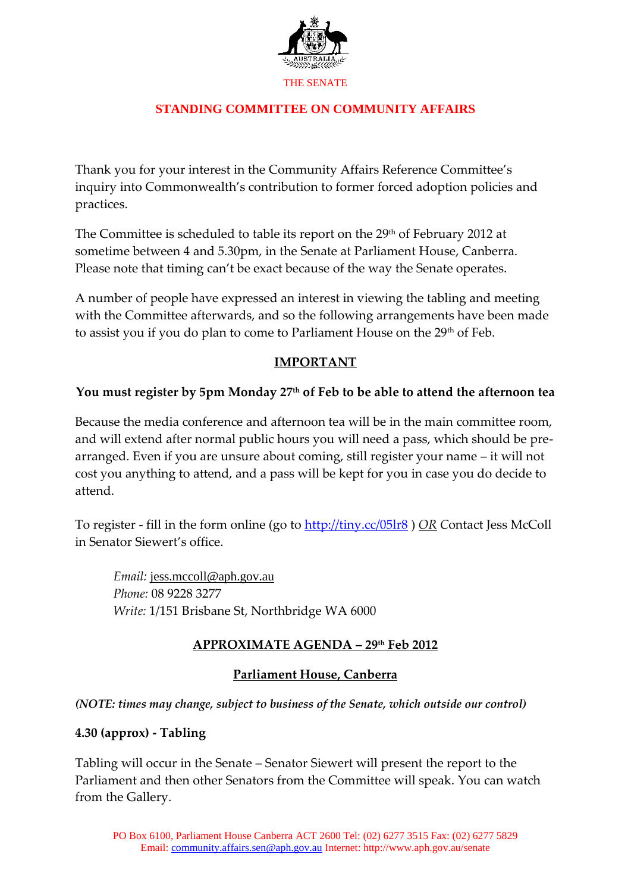THE SENATE

## STANDING COMMITTEE ON COMMUNITY AFFAIRS

Thank you for your interest in the Community Affairs Reference Committee's inquiry into Commonwealth's contribution to former forced adoption policies and practices.

The Committee is scheduled to table its report on the 29th of February 2012 at sometime between 4 and 5.30pm, in the Senate at Parliament House, Canberra. Please note that timing can't be exact because of the way the Senate operates.

A number of people have expressed an interest in viewing the tabling and meeting with the Committee afterwards, and so the following arrangements have been made to assist you if you do plan to come to Parliament House on the 29th of Feb.

### IMPORTANT

**You must register by 5pm Monday 27th of Feb to be able to attend the afternoon tea**

Because the media conference and afternoon tea will be in the main committee room, and will extend after normal public hours you will need a pass, which should be pre-arranged. Even if you are unsure about coming, still register your name – it will not cost you anything to attend, and a pass will be kept for you in case you do decide to attend.

To register - fill in the form online (go to http://tiny.cc/05lr8 ) *OR* Contact Jess McColl in Senator Siewert's office.

> *Email:* jess.mccoll@aph.gov.au
> *Phone:* 08 9228 3277
> *Write:* 1/151 Brisbane St, Northbridge WA 6000

### APPROXIMATE AGENDA – 29th Feb 2012

### Parliament House, Canberra

***(NOTE: times may change, subject to business of the Senate, which outside our control)***

**4.30 (approx) - Tabling**

Tabling will occur in the Senate – Senator Siewert will present the report to the Parliament and then other Senators from the Committee will speak. You can watch from the Gallery.

PO Box 6100, Parliament House Canberra ACT 2600 Tel: (02) 6277 3515 Fax: (02) 6277 5829
Email: community.affairs.sen@aph.gov.au Internet: http://www.aph.gov.au/senate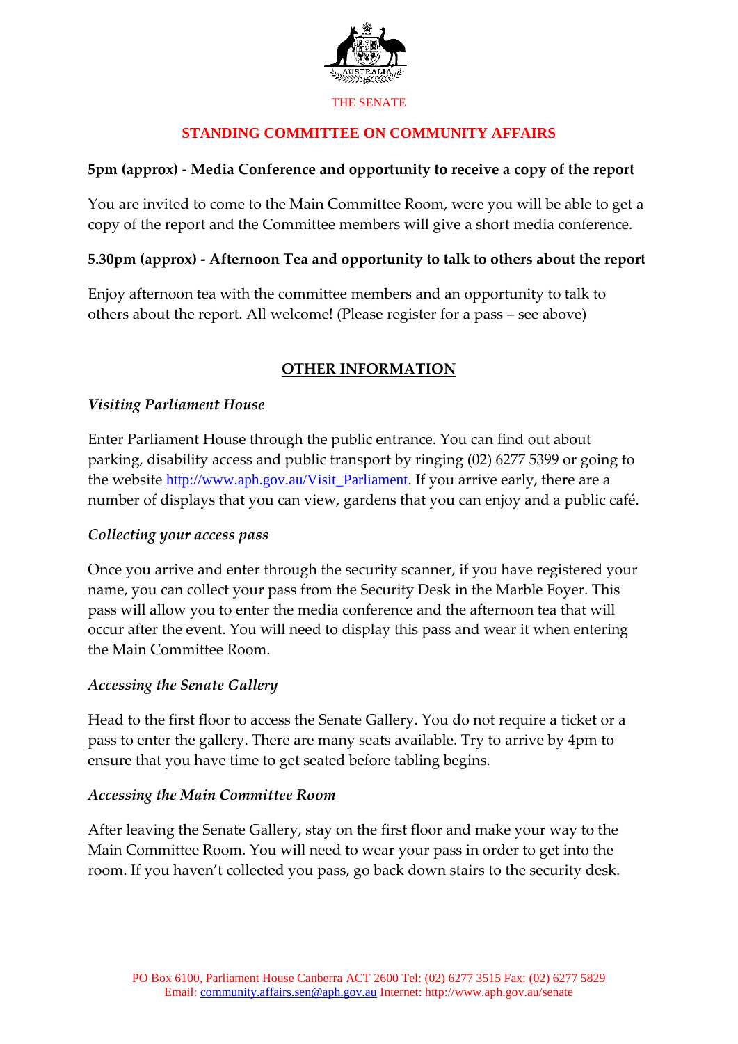THE SENATE

## STANDING COMMITTEE ON COMMUNITY AFFAIRS

### 5pm (approx) - Media Conference and opportunity to receive a copy of the report

You are invited to come to the Main Committee Room, were you will be able to get a copy of the report and the Committee members will give a short media conference.

### 5.30pm (approx) - Afternoon Tea and opportunity to talk to others about the report

Enjoy afternoon tea with the committee members and an opportunity to talk to others about the report. All welcome! (Please register for a pass – see above)

## OTHER INFORMATION

### *Visiting Parliament House*

Enter Parliament House through the public entrance. You can find out about parking, disability access and public transport by ringing (02) 6277 5399 or going to the website http://www.aph.gov.au/Visit_Parliament. If you arrive early, there are a number of displays that you can view, gardens that you can enjoy and a public café.

### *Collecting your access pass*

Once you arrive and enter through the security scanner, if you have registered your name, you can collect your pass from the Security Desk in the Marble Foyer. This pass will allow you to enter the media conference and the afternoon tea that will occur after the event. You will need to display this pass and wear it when entering the Main Committee Room.

### *Accessing the Senate Gallery*

Head to the first floor to access the Senate Gallery. You do not require a ticket or a pass to enter the gallery. There are many seats available. Try to arrive by 4pm to ensure that you have time to get seated before tabling begins.

### *Accessing the Main Committee Room*

After leaving the Senate Gallery, stay on the first floor and make your way to the Main Committee Room. You will need to wear your pass in order to get into the room. If you haven't collected you pass, go back down stairs to the security desk.

PO Box 6100, Parliament House Canberra ACT 2600 Tel: (02) 6277 3515 Fax: (02) 6277 5829
Email: community.affairs.sen@aph.gov.au Internet: http://www.aph.gov.au/senate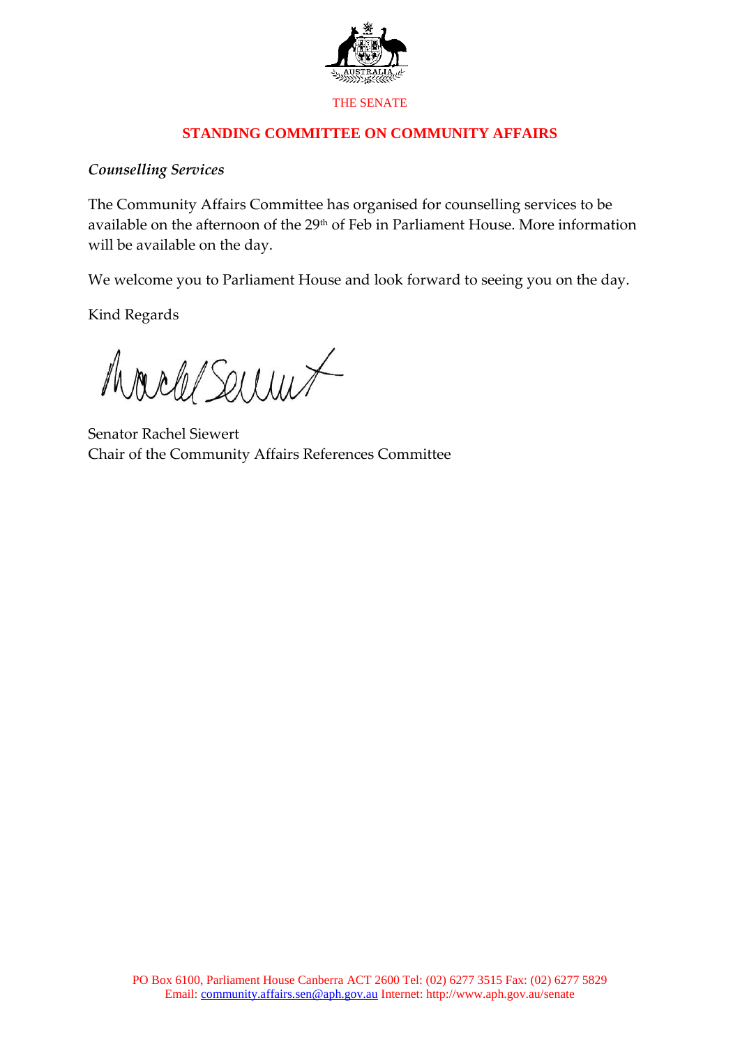THE SENATE

**STANDING COMMITTEE ON COMMUNITY AFFAIRS**

***Counselling Services***

The Community Affairs Committee has organised for counselling services to be available on the afternoon of the 29th of Feb in Parliament House. More information will be available on the day.

We welcome you to Parliament House and look forward to seeing you on the day.

Kind Regards

Senator Rachel Siewert
Chair of the Community Affairs References Committee

PO Box 6100, Parliament House Canberra ACT 2600 Tel: (02) 6277 3515 Fax: (02) 6277 5829
Email: community.affairs.sen@aph.gov.au Internet: http://www.aph.gov.au/senate